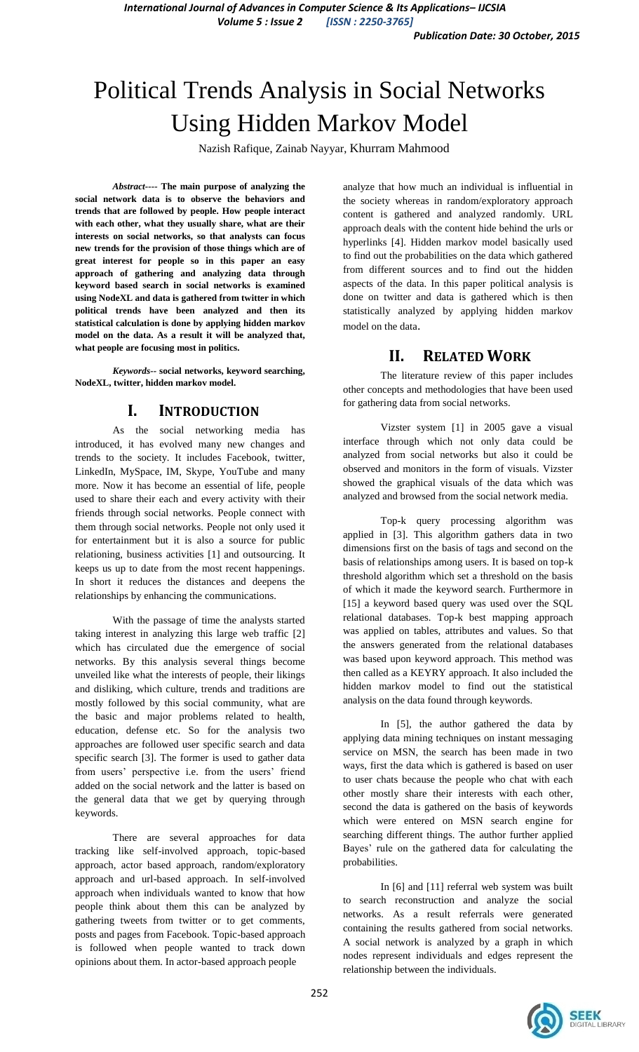# Political Trends Analysis in Social Networks Using Hidden Markov Model

Nazish Rafique, Zainab Nayyar, Khurram Mahmood

***Abstract*---- The main purpose of analyzing the social network data is to observe the behaviors and trends that are followed by people. How people interact with each other, what they usually share, what are their interests on social networks, so that analysts can focus new trends for the provision of those things which are of great interest for people so in this paper an easy approach of gathering and analyzing data through keyword based search in social networks is examined using NodeXL and data is gathered from twitter in which political trends have been analyzed and then its statistical calculation is done by applying hidden markov model on the data. As a result it will be analyzed that, what people are focusing most in politics.**

***Keywords*-- social networks, keyword searching, NodeXL, twitter, hidden markov model.**

## I. Introduction

As the social networking media has introduced, it has evolved many new changes and trends to the society. It includes Facebook, twitter, LinkedIn, MySpace, IM, Skype, YouTube and many more. Now it has become an essential of life, people used to share their each and every activity with their friends through social networks. People connect with them through social networks. People not only used it for entertainment but it is also a source for public relationing, business activities [1] and outsourcing. It keeps us up to date from the most recent happenings. In short it reduces the distances and deepens the relationships by enhancing the communications.

With the passage of time the analysts started taking interest in analyzing this large web traffic [2] which has circulated due the emergence of social networks. By this analysis several things become unveiled like what the interests of people, their likings and disliking, which culture, trends and traditions are mostly followed by this social community, what are the basic and major problems related to health, education, defense etc. So for the analysis two approaches are followed user specific search and data specific search [3]. The former is used to gather data from users' perspective i.e. from the users' friend added on the social network and the latter is based on the general data that we get by querying through keywords.

There are several approaches for data tracking like self-involved approach, topic-based approach, actor based approach, random/exploratory approach and url-based approach. In self-involved approach when individuals wanted to know that how people think about them this can be analyzed by gathering tweets from twitter or to get comments, posts and pages from Facebook. Topic-based approach is followed when people wanted to track down opinions about them. In actor-based approach people analyze that how much an individual is influential in the society whereas in random/exploratory approach content is gathered and analyzed randomly. URL approach deals with the content hide behind the urls or hyperlinks [4]. Hidden markov model basically used to find out the probabilities on the data which gathered from different sources and to find out the hidden aspects of the data. In this paper political analysis is done on twitter and data is gathered which is then statistically analyzed by applying hidden markov model on the data.

## II. Related Work

The literature review of this paper includes other concepts and methodologies that have been used for gathering data from social networks.

Vizster system [1] in 2005 gave a visual interface through which not only data could be analyzed from social networks but also it could be observed and monitors in the form of visuals. Vizster showed the graphical visuals of the data which was analyzed and browsed from the social network media.

Top-k query processing algorithm was applied in [3]. This algorithm gathers data in two dimensions first on the basis of tags and second on the basis of relationships among users. It is based on top-k threshold algorithm which set a threshold on the basis of which it made the keyword search. Furthermore in [15] a keyword based query was used over the SQL relational databases. Top-k best mapping approach was applied on tables, attributes and values. So that the answers generated from the relational databases was based upon keyword approach. This method was then called as a KEYRY approach. It also included the hidden markov model to find out the statistical analysis on the data found through keywords.

In [5], the author gathered the data by applying data mining techniques on instant messaging service on MSN, the search has been made in two ways, first the data which is gathered is based on user to user chats because the people who chat with each other mostly share their interests with each other, second the data is gathered on the basis of keywords which were entered on MSN search engine for searching different things. The author further applied Bayes' rule on the gathered data for calculating the probabilities.

In [6] and [11] referral web system was built to search reconstruction and analyze the social networks. As a result referrals were generated containing the results gathered from social networks. A social network is analyzed by a graph in which nodes represent individuals and edges represent the relationship between the individuals.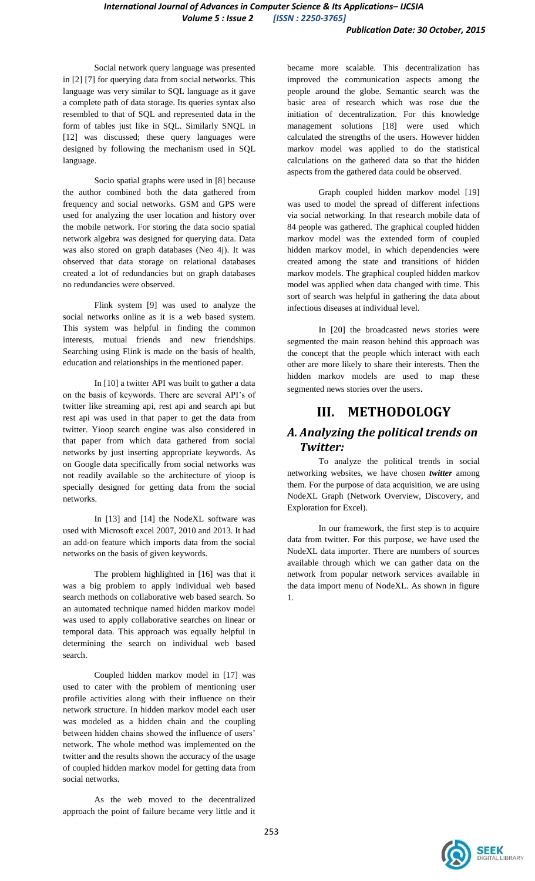Social network query language was presented in [2] [7] for querying data from social networks. This language was very similar to SQL language as it gave a complete path of data storage. Its queries syntax also resembled to that of SQL and represented data in the form of tables just like in SQL. Similarly SNQL in [12] was discussed; these query languages were designed by following the mechanism used in SQL language.

Socio spatial graphs were used in [8] because the author combined both the data gathered from frequency and social networks. GSM and GPS were used for analyzing the user location and history over the mobile network. For storing the data socio spatial network algebra was designed for querying data. Data was also stored on graph databases (Neo 4j). It was observed that data storage on relational databases created a lot of redundancies but on graph databases no redundancies were observed.

Flink system [9] was used to analyze the social networks online as it is a web based system. This system was helpful in finding the common interests, mutual friends and new friendships. Searching using Flink is made on the basis of health, education and relationships in the mentioned paper.

In [10] a twitter API was built to gather a data on the basis of keywords. There are several API's of twitter like streaming api, rest api and search api but rest api was used in that paper to get the data from twitter. Yioop search engine was also considered in that paper from which data gathered from social networks by just inserting appropriate keywords. As on Google data specifically from social networks was not readily available so the architecture of yioop is specially designed for getting data from the social networks.

In [13] and [14] the NodeXL software was used with Microsoft excel 2007, 2010 and 2013. It had an add-on feature which imports data from the social networks on the basis of given keywords.

The problem highlighted in [16] was that it was a big problem to apply individual web based search methods on collaborative web based search. So an automated technique named hidden markov model was used to apply collaborative searches on linear or temporal data. This approach was equally helpful in determining the search on individual web based search.

Coupled hidden markov model in [17] was used to cater with the problem of mentioning user profile activities along with their influence on their network structure. In hidden markov model each user was modeled as a hidden chain and the coupling between hidden chains showed the influence of users' network. The whole method was implemented on the twitter and the results shown the accuracy of the usage of coupled hidden markov model for getting data from social networks.

As the web moved to the decentralized approach the point of failure became very little and it became more scalable. This decentralization has improved the communication aspects among the people around the globe. Semantic search was the basic area of research which was rose due the initiation of decentralization. For this knowledge management solutions [18] were used which calculated the strengths of the users. However hidden markov model was applied to do the statistical calculations on the gathered data so that the hidden aspects from the gathered data could be observed.

Graph coupled hidden markov model [19] was used to model the spread of different infections via social networking. In that research mobile data of 84 people was gathered. The graphical coupled hidden markov model was the extended form of coupled hidden markov model, in which dependencies were created among the state and transitions of hidden markov models. The graphical coupled hidden markov model was applied when data changed with time. This sort of search was helpful in gathering the data about infectious diseases at individual level.

In [20] the broadcasted news stories were segmented the main reason behind this approach was the concept that the people which interact with each other are more likely to share their interests. Then the hidden markov models are used to map these segmented news stories over the users.

# III. METHODOLOGY

## A. Analyzing the political trends on Twitter:

To analyze the political trends in social networking websites, we have chosen ***twitter*** among them. For the purpose of data acquisition, we are using NodeXL Graph (Network Overview, Discovery, and Exploration for Excel).

In our framework, the first step is to acquire data from twitter. For this purpose, we have used the NodeXL data importer. There are numbers of sources available through which we can gather data on the network from popular network services available in the data import menu of NodeXL. As shown in figure 1.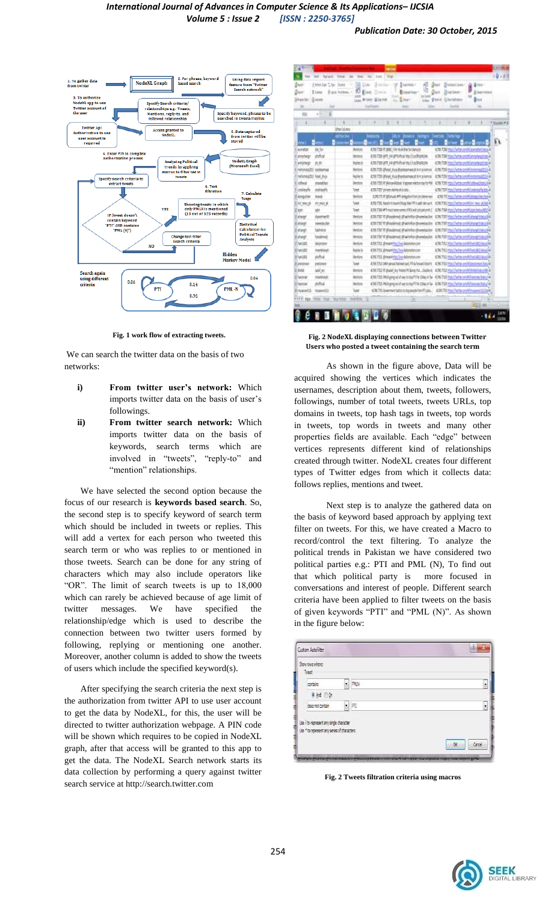Fig. 1 work flow of extracting tweets.

We can search the twitter data on the basis of two networks:

- **i) From twitter user's network:** Which imports twitter data on the basis of user's followings.
- **ii) From twitter search network:** Which imports twitter data on the basis of keywords, search terms which are involved in "tweets", "reply-to" and "mention" relationships.

We have selected the second option because the focus of our research is **keywords based search**. So, the second step is to specify keyword of search term which should be included in tweets or replies. This will add a vertex for each person who tweeted this search term or who was replies to or mentioned in those tweets. Search can be done for any string of characters which may also include operators like "OR". The limit of search tweets is up to 18,000 which can rarely be achieved because of age limit of twitter messages. We have specified the relationship/edge which is used to describe the connection between two twitter users formed by following, replying or mentioning one another. Moreover, another column is added to show the tweets of users which include the specified keyword(s).

After specifying the search criteria the next step is the authorization from twitter API to use user account to get the data by NodeXL, for this, the user will be directed to twitter authorization webpage. A PIN code will be shown which requires to be copied in NodeXL graph, after that access will be granted to this app to get the data. The NodeXL Search network starts its data collection by performing a query against twitter search service at http://search.twitter.com

Fig. 2 NodeXL displaying connections between Twitter Users who posted a tweet containing the search term

As shown in the figure above, Data will be acquired showing the vertices which indicates the usernames, description about them, tweets, followers, followings, number of total tweets, tweets URLs, top domains in tweets, top hash tags in tweets, top words in tweets, top words in tweets and many other properties fields are available. Each "edge" between vertices represents different kind of relationships created through twitter. NodeXL creates four different types of Twitter edges from which it collects data: follows replies, mentions and tweet.

Next step is to analyze the gathered data on the basis of keyword based approach by applying text filter on tweets. For this, we have created a Macro to record/control the text filtering. To analyze the political trends in Pakistan we have considered two political parties e.g.: PTI and PML (N), To find out that which political party is more focused in conversations and interest of people. Different search criteria have been applied to filter tweets on the basis of given keywords "PTI" and "PML (N)". As shown in the figure below:

Fig. 2 Tweets filtration criteria using macros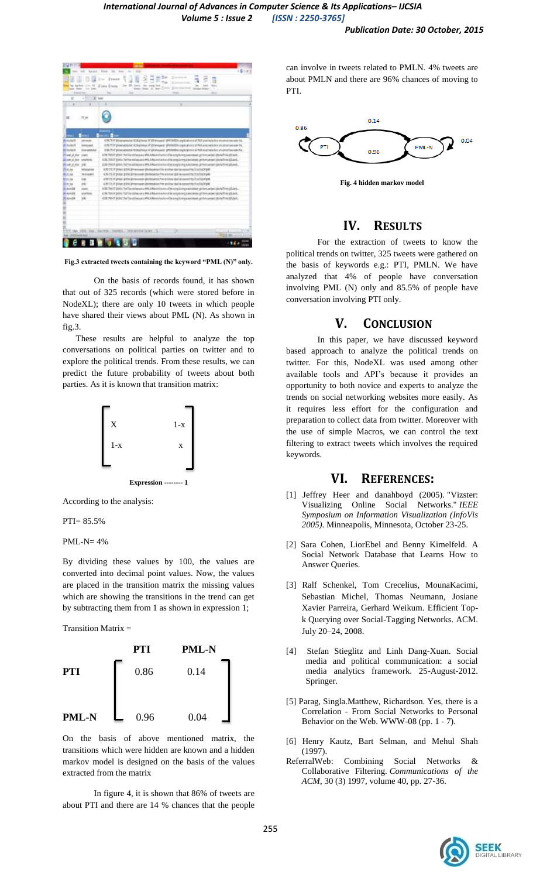Fig.3 extracted tweets containing the keyword "PML (N)" only.

On the basis of records found, it has shown that out of 325 records (which were stored before in NodeXL); there are only 10 tweets in which people have shared their views about PML (N). As shown in fig.3.

These results are helpful to analyze the top conversations on political parties on twitter and to explore the political trends. From these results, we can predict the future probability of tweets about both parties. As it is known that transition matrix:

$$\begin{bmatrix} X & 1-x \\ 1-x & x \end{bmatrix}$$

**Expression -------- 1**

According to the analysis:

PTI= 85.5%

PML-N= 4%

By dividing these values by 100, the values are converted into decimal point values. Now, the values are placed in the transition matrix the missing values which are showing the transitions in the trend can get by subtracting them from 1 as shown in expression 1;

Transition Matrix =

| | PTI | PML-N |
|---|---|---|
| **PTI** | 0.86 | 0.14 |
| **PML-N** | 0.96 | 0.04 |

On the basis of above mentioned matrix, the transitions which were hidden are known and a hidden markov model is designed on the basis of the values extracted from the matrix

In figure 4, it is shown that 86% of tweets are about PTI and there are 14 % chances that the people can involve in tweets related to PMLN. 4% tweets are about PMLN and there are 96% chances of moving to PTI.

**Fig. 4 hidden markov model**

## IV. Results

For the extraction of tweets to know the political trends on twitter, 325 tweets were gathered on the basis of keywords e.g.: PTI, PMLN. We have analyzed that 4% of people have conversation involving PML (N) only and 85.5% of people have conversation involving PTI only.

## V. Conclusion

In this paper, we have discussed keyword based approach to analyze the political trends on twitter. For this, NodeXL was used among other available tools and API's because it provides an opportunity to both novice and experts to analyze the trends on social networking websites more easily. As it requires less effort for the configuration and preparation to collect data from twitter. Moreover with the use of simple Macros, we can control the text filtering to extract tweets which involves the required keywords.

## VI. References:

[1] Jeffrey Heer and danahboyd (2005). "Vizster: Visualizing Online Social Networks." *IEEE Symposium on Information Visualization (InfoVis 2005)*. Minneapolis, Minnesota, October 23-25.

[2] Sara Cohen, LiorEbel and Benny Kimelfeld. A Social Network Database that Learns How to Answer Queries.

[3] Ralf Schenkel, Tom Crecelius, MounaKacimi, Sebastian Michel, Thomas Neumann, Josiane Xavier Parreira, Gerhard Weikum. Efficient Top-k Querying over Social-Tagging Networks. ACM. July 20–24, 2008.

[4] Stefan Stieglitz and Linh Dang-Xuan. Social media and political communication: a social media analytics framework. 25-August-2012. Springer.

[5] Parag, Singla.Matthew, Richardson. Yes, there is a Correlation - From Social Networks to Personal Behavior on the Web. WWW-08 (pp. 1 - 7).

[6] Henry Kautz, Bart Selman, and Mehul Shah (1997).
ReferralWeb: Combining Social Networks & Collaborative Filtering. *Communications of the ACM*, 30 (3) 1997, volume 40, pp. 27-36.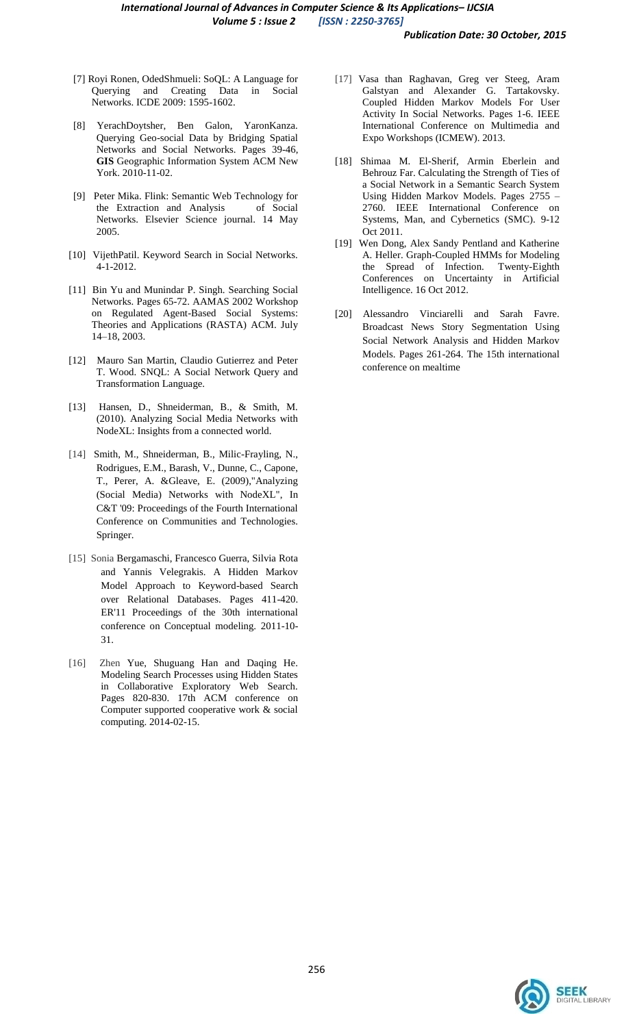[7] Royi Ronen, OdedShmueli: SoQL: A Language for Querying and Creating Data in Social Networks. ICDE 2009: 1595-1602.

[8] YerachDoytsher, Ben Galon, YaronKanza. Querying Geo-social Data by Bridging Spatial Networks and Social Networks. Pages 39-46, **GIS** Geographic Information System ACM New York. 2010-11-02.

[9] Peter Mika. Flink: Semantic Web Technology for the Extraction and Analysis of Social Networks. Elsevier Science journal. 14 May 2005.

[10] VijethPatil. Keyword Search in Social Networks. 4-1-2012.

[11] Bin Yu and Munindar P. Singh. Searching Social Networks. Pages 65-72. AAMAS 2002 Workshop on Regulated Agent-Based Social Systems: Theories and Applications (RASTA) ACM. July 14–18, 2003.

[12] Mauro San Martin, Claudio Gutierrez and Peter T. Wood. SNQL: A Social Network Query and Transformation Language.

[13] Hansen, D., Shneiderman, B., & Smith, M. (2010). Analyzing Social Media Networks with NodeXL: Insights from a connected world.

[14] Smith, M., Shneiderman, B., Milic-Frayling, N., Rodrigues, E.M., Barash, V., Dunne, C., Capone, T., Perer, A. &Gleave, E. (2009),"Analyzing (Social Media) Networks with NodeXL", In C&T '09: Proceedings of the Fourth International Conference on Communities and Technologies. Springer.

[15] Sonia Bergamaschi, Francesco Guerra, Silvia Rota and Yannis Velegrakis. A Hidden Markov Model Approach to Keyword-based Search over Relational Databases. Pages 411-420. ER'11 Proceedings of the 30th international conference on Conceptual modeling. 2011-10-31.

[16] Zhen Yue, Shuguang Han and Daqing He. Modeling Search Processes using Hidden States in Collaborative Exploratory Web Search. Pages 820-830. 17th ACM conference on Computer supported cooperative work & social computing. 2014-02-15.

[17] Vasa than Raghavan, Greg ver Steeg, Aram Galstyan and Alexander G. Tartakovsky. Coupled Hidden Markov Models For User Activity In Social Networks. Pages 1-6. IEEE International Conference on Multimedia and Expo Workshops (ICMEW). 2013.

[18] Shimaa M. El-Sherif, Armin Eberlein and Behrouz Far. Calculating the Strength of Ties of a Social Network in a Semantic Search System Using Hidden Markov Models. Pages 2755 – 2760. IEEE International Conference on Systems, Man, and Cybernetics (SMC). 9-12 Oct 2011.

[19] Wen Dong, Alex Sandy Pentland and Katherine A. Heller. Graph-Coupled HMMs for Modeling the Spread of Infection. Twenty-Eighth Conferences on Uncertainty in Artificial Intelligence. 16 Oct 2012.

[20] Alessandro Vinciarelli and Sarah Favre. Broadcast News Story Segmentation Using Social Network Analysis and Hidden Markov Models. Pages 261-264. The 15th international conference on mealtime